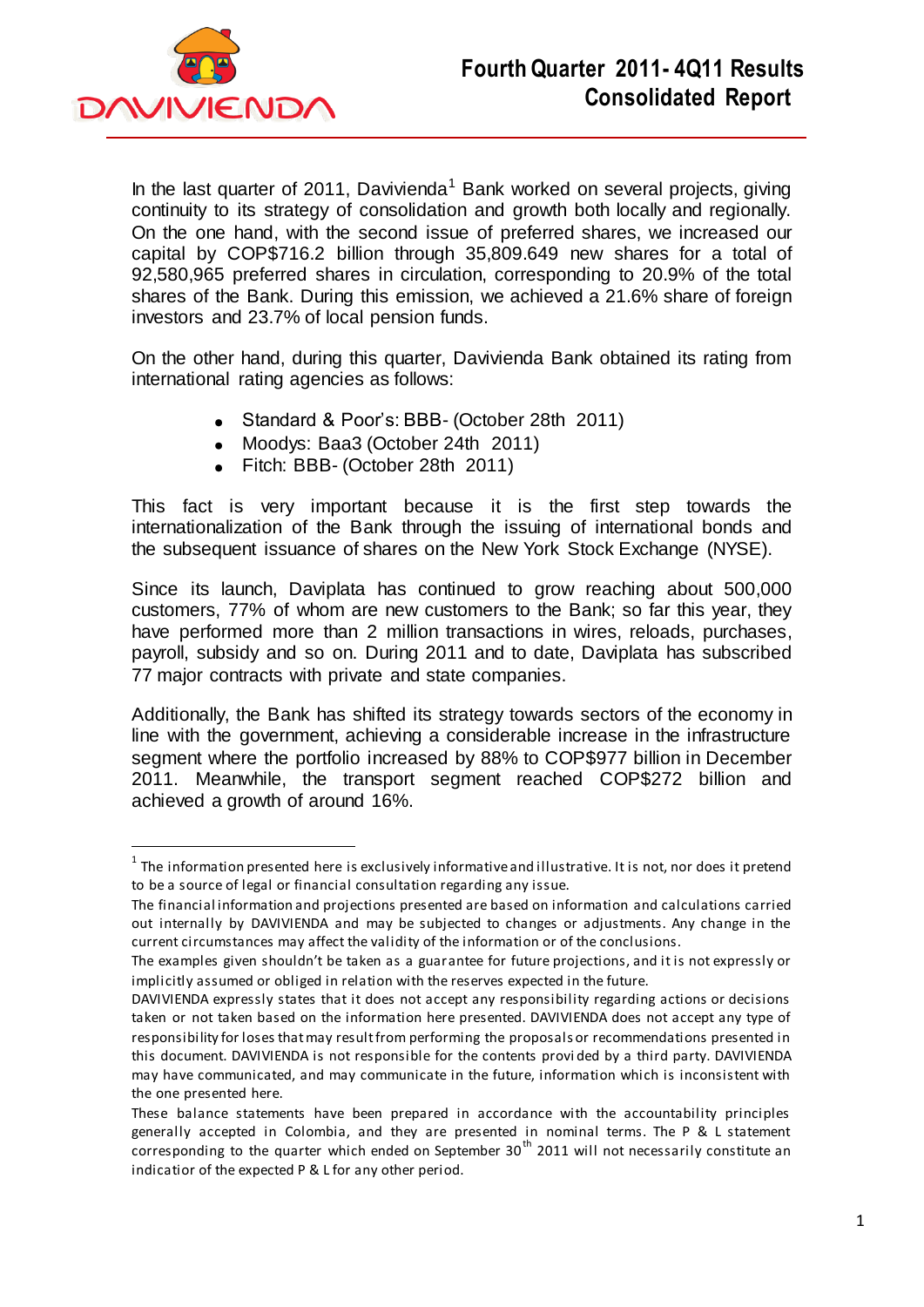# Fourth Quarter 2011- 4Q11 Results
## Consolidated Report

In the last quarter of 2011, Davivienda[1] Bank worked on several projects, giving continuity to its strategy of consolidation and growth both locally and regionally. On the one hand, with the second issue of preferred shares, we increased our capital by COP$716.2 billion through 35,809.649 new shares for a total of 92,580,965 preferred shares in circulation, corresponding to 20.9% of the total shares of the Bank. During this emission, we achieved a 21.6% share of foreign investors and 23.7% of local pension funds.

On the other hand, during this quarter, Davivienda Bank obtained its rating from international rating agencies as follows:

- Standard & Poor's: BBB- (October 28th 2011)
- Moodys: Baa3 (October 24th 2011)
- Fitch: BBB- (October 28th 2011)

This fact is very important because it is the first step towards the internationalization of the Bank through the issuing of international bonds and the subsequent issuance of shares on the New York Stock Exchange (NYSE).

Since its launch, Daviplata has continued to grow reaching about 500,000 customers, 77% of whom are new customers to the Bank; so far this year, they have performed more than 2 million transactions in wires, reloads, purchases, payroll, subsidy and so on. During 2011 and to date, Daviplata has subscribed 77 major contracts with private and state companies.

Additionally, the Bank has shifted its strategy towards sectors of the economy in line with the government, achieving a considerable increase in the infrastructure segment where the portfolio increased by 88% to COP$977 billion in December 2011. Meanwhile, the transport segment reached COP$272 billion and achieved a growth of around 16%.

---

[1] The information presented here is exclusively informative and illustrative. It is not, nor does it pretend to be a source of legal or financial consultation regarding any issue.

The financial information and projections presented are based on information and calculations carried out internally by DAVIVIENDA and may be subjected to changes or adjustments. Any change in the current circumstances may affect the validity of the information or of the conclusions.

The examples given shouldn't be taken as a guarantee for future projections, and it is not expressly or implicitly assumed or obliged in relation with the reserves expected in the future.

DAVIVIENDA expressly states that it does not accept any responsibility regarding actions or decisions taken or not taken based on the information here presented. DAVIVIENDA does not accept any type of responsibility for loses that may result from performing the proposals or recommendations presented in this document. DAVIVIENDA is not responsible for the contents provided by a third party. DAVIVIENDA may have communicated, and may communicate in the future, information which is inconsistent with the one presented here.

These balance statements have been prepared in accordance with the accountability principles generally accepted in Colombia, and they are presented in nominal terms. The P & L statement corresponding to the quarter which ended on September 30th 2011 will not necessarily constitute an indicatior of the expected P & L for any other period.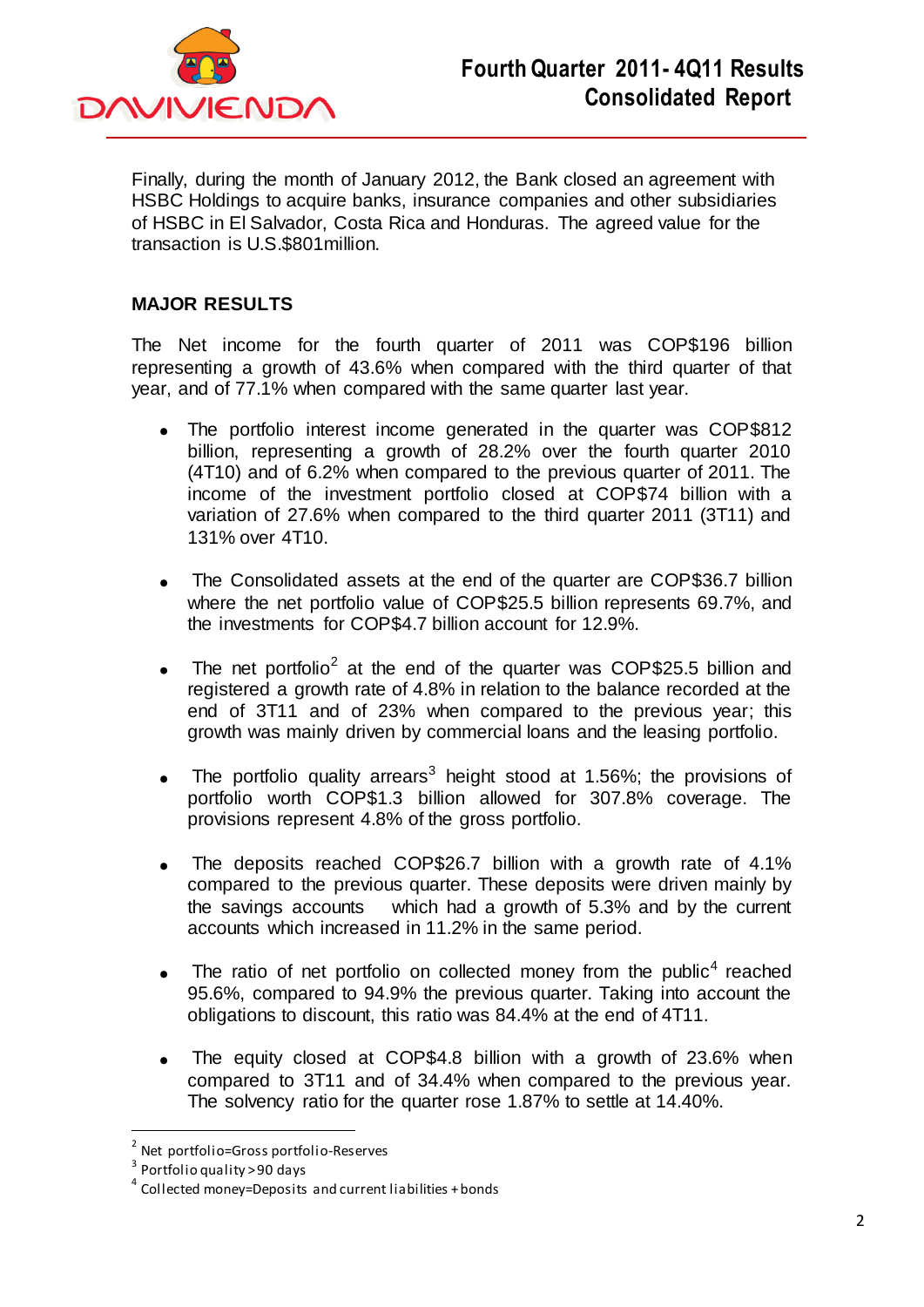Finally, during the month of January 2012, the Bank closed an agreement with HSBC Holdings to acquire banks, insurance companies and other subsidiaries of HSBC in El Salvador, Costa Rica and Honduras. The agreed value for the transaction is U.S.$801million.

**MAJOR RESULTS**

The Net income for the fourth quarter of 2011 was COP$196 billion representing a growth of 43.6% when compared with the third quarter of that year, and of 77.1% when compared with the same quarter last year.

- The portfolio interest income generated in the quarter was COP$812 billion, representing a growth of 28.2% over the fourth quarter 2010 (4T10) and of 6.2% when compared to the previous quarter of 2011. The income of the investment portfolio closed at COP$74 billion with a variation of 27.6% when compared to the third quarter 2011 (3T11) and 131% over 4T10.

- The Consolidated assets at the end of the quarter are COP$36.7 billion where the net portfolio value of COP$25.5 billion represents 69.7%, and the investments for COP$4.7 billion account for 12.9%.

- The net portfolio[2] at the end of the quarter was COP$25.5 billion and registered a growth rate of 4.8% in relation to the balance recorded at the end of 3T11 and of 23% when compared to the previous year; this growth was mainly driven by commercial loans and the leasing portfolio.

- The portfolio quality arrears[3] height stood at 1.56%; the provisions of portfolio worth COP$1.3 billion allowed for 307.8% coverage. The provisions represent 4.8% of the gross portfolio.

- The deposits reached COP$26.7 billion with a growth rate of 4.1% compared to the previous quarter. These deposits were driven mainly by the savings accounts which had a growth of 5.3% and by the current accounts which increased in 11.2% in the same period.

- The ratio of net portfolio on collected money from the public[4] reached 95.6%, compared to 94.9% the previous quarter. Taking into account the obligations to discount, this ratio was 84.4% at the end of 4T11.

- The equity closed at COP$4.8 billion with a growth of 23.6% when compared to 3T11 and of 34.4% when compared to the previous year. The solvency ratio for the quarter rose 1.87% to settle at 14.40%.

---

[2] Net portfolio=Gross portfolio-Reserves

[3] Portfolio quality >90 days

[4] Collected money=Deposits and current liabilities + bonds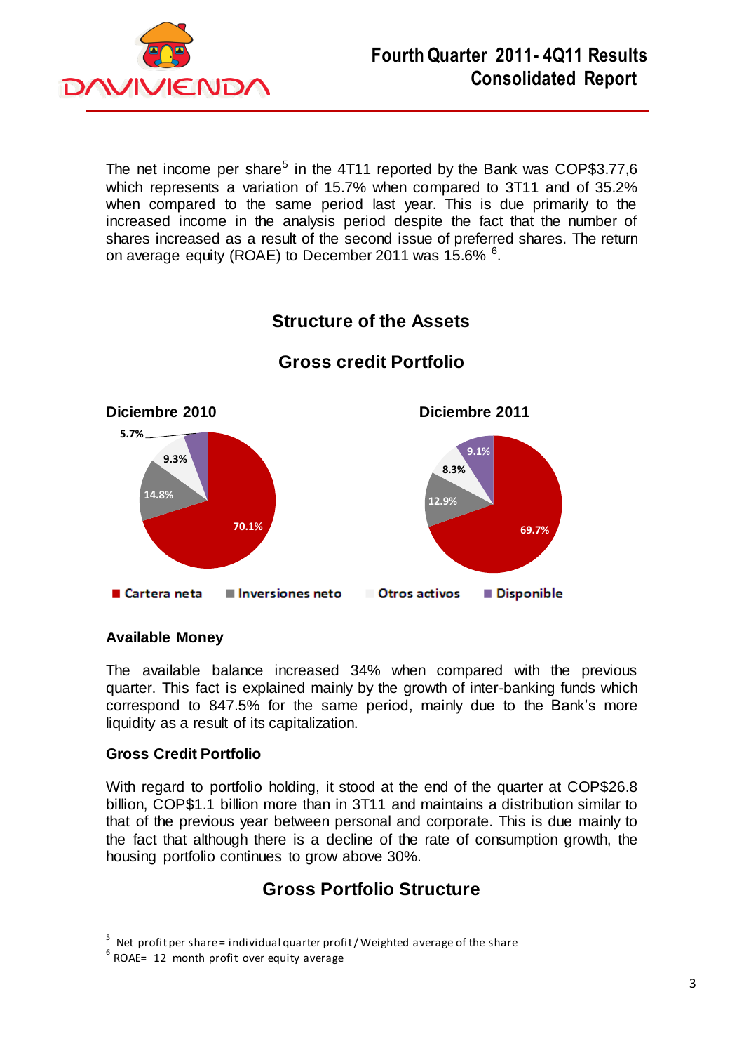The net income per share[5] in the 4T11 reported by the Bank was COP$3.77,6 which represents a variation of 15.7% when compared to 3T11 and of 35.2% when compared to the same period last year. This is due primarily to the increased income in the analysis period despite the fact that the number of shares increased as a result of the second issue of preferred shares. The return on average equity (ROAE) to December 2011 was 15.6% [6].

## Structure of the Assets

### Gross credit Portfolio

**Diciembre 2010**

5.7%
9.3%
14.8%
70.1%

**Diciembre 2011**

9.1%
8.3%
12.9%
69.7%

Cartera neta | Inversiones neto | Otros activos | Disponible

### Available Money

The available balance increased 34% when compared with the previous quarter. This fact is explained mainly by the growth of inter-banking funds which correspond to 847.5% for the same period, mainly due to the Bank's more liquidity as a result of its capitalization.

### Gross Credit Portfolio

With regard to portfolio holding, it stood at the end of the quarter at COP$26.8 billion, COP$1.1 billion more than in 3T11 and maintains a distribution similar to that of the previous year between personal and corporate. This is due mainly to the fact that although there is a decline of the rate of consumption growth, the housing portfolio continues to grow above 30%.

## Gross Portfolio Structure

---

[5] Net profit per share = individual quarter profit / Weighted average of the share

[6] ROAE= 12 month profit over equity average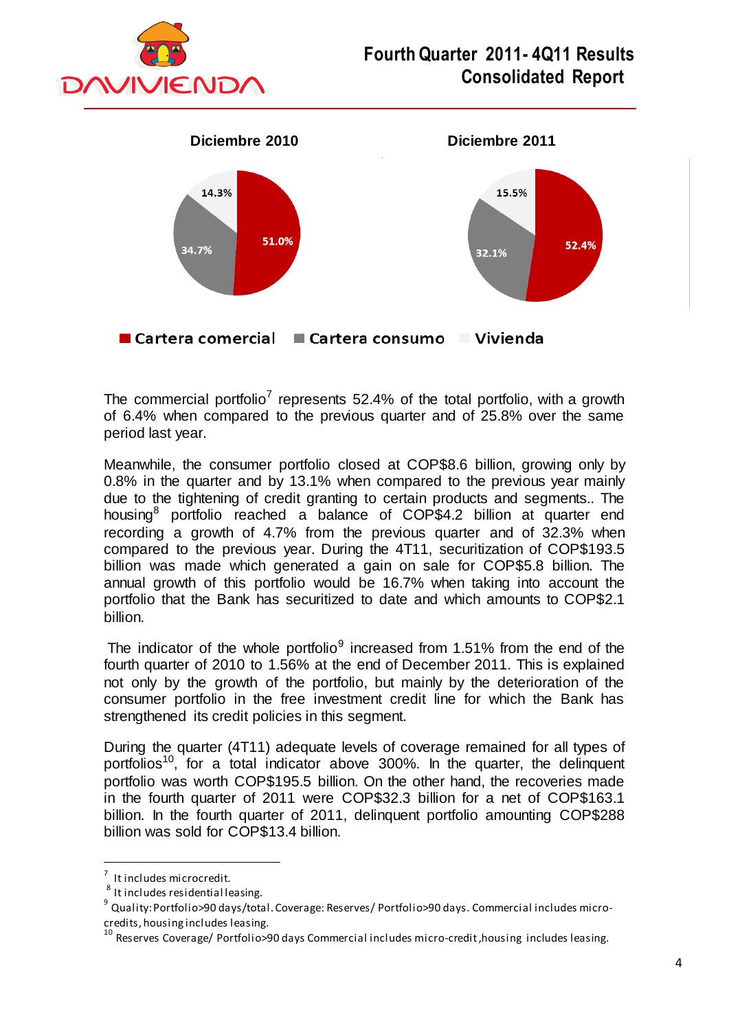**Diciembre 2010**

- Cartera comercial: 51.0%
- Cartera consumo: 34.7%
- Vivienda: 14.3%

**Diciembre 2011**

- Cartera comercial: 52.4%
- Cartera consumo: 32.1%
- Vivienda: 15.5%

The commercial portfolio[7] represents 52.4% of the total portfolio, with a growth of 6.4% when compared to the previous quarter and of 25.8% over the same period last year.

Meanwhile, the consumer portfolio closed at COP$8.6 billion, growing only by 0.8% in the quarter and by 13.1% when compared to the previous year mainly due to the tightening of credit granting to certain products and segments.. The housing[8] portfolio reached a balance of COP$4.2 billion at quarter end recording a growth of 4.7% from the previous quarter and of 32.3% when compared to the previous year. During the 4T11, securitization of COP$193.5 billion was made which generated a gain on sale for COP$5.8 billion. The annual growth of this portfolio would be 16.7% when taking into account the portfolio that the Bank has securitized to date and which amounts to COP$2.1 billion.

The indicator of the whole portfolio[9] increased from 1.51% from the end of the fourth quarter of 2010 to 1.56% at the end of December 2011. This is explained not only by the growth of the portfolio, but mainly by the deterioration of the consumer portfolio in the free investment credit line for which the Bank has strengthened its credit policies in this segment.

During the quarter (4T11) adequate levels of coverage remained for all types of portfolios[10], for a total indicator above 300%. In the quarter, the delinquent portfolio was worth COP$195.5 billion. On the other hand, the recoveries made in the fourth quarter of 2011 were COP$32.3 billion for a net of COP$163.1 billion. In the fourth quarter of 2011, delinquent portfolio amounting COP$288 billion was sold for COP$13.4 billion.

---

[7] It includes microcredit.

[8] It includes residential leasing.

[9] Quality: Portfolio>90 days/total. Coverage: Reserves/ Portfolio>90 days. Commercial includes micro-credits, housing includes leasing.

[10] Reserves Coverage/ Portfolio>90 days Commercial includes micro-credit ,housing includes leasing.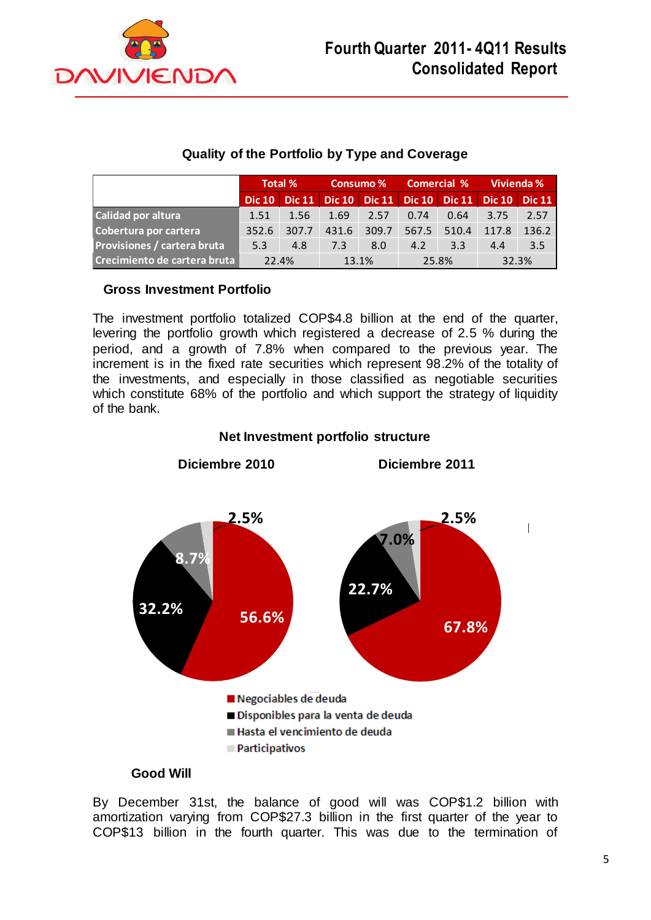**Quality of the Portfolio by Type and Coverage**

| | Total % | | Consumo % | | Comercial % | | Vivienda % | |
|---|---|---|---|---|---|---|---|---|
| | Dic 10 | Dic 11 | Dic 10 | Dic 11 | Dic 10 | Dic 11 | Dic 10 | Dic 11 |
| Calidad por altura | 1.51 | 1.56 | 1.69 | 2.57 | 0.74 | 0.64 | 3.75 | 2.57 |
| Cobertura por cartera | 352.6 | 307.7 | 431.6 | 309.7 | 567.5 | 510.4 | 117.8 | 136.2 |
| Provisiones / cartera bruta | 5.3 | 4.8 | 7.3 | 8.0 | 4.2 | 3.3 | 4.4 | 3.5 |
| Crecimiento de cartera bruta | 22.4% | | 13.1% | | 25.8% | | 32.3% | |

**Gross Investment Portfolio**

The investment portfolio totalized COP$4.8 billion at the end of the quarter, levering the portfolio growth which registered a decrease of 2.5 % during the period, and a growth of 7.8% when compared to the previous year. The increment is in the fixed rate securities which represent 98.2% of the totality of the investments, and especially in those classified as negotiable securities which constitute 68% of the portfolio and which support the strategy of liquidity of the bank.

**Net Investment portfolio structure**

| | Diciembre 2010 | Diciembre 2011 |
|---|---|---|
| Negociables de deuda | 56.6% | 67.8% |
| Disponibles para la venta de deuda | 32.2% | 22.7% |
| Hasta el vencimiento de deuda | 8.7% | 7.0% |
| Participativos | 2.5% | 2.5% |

**Good Will**

By December 31st, the balance of good will was COP$1.2 billion with amortization varying from COP$27.3 billion in the first quarter of the year to COP$13 billion in the fourth quarter. This was due to the termination of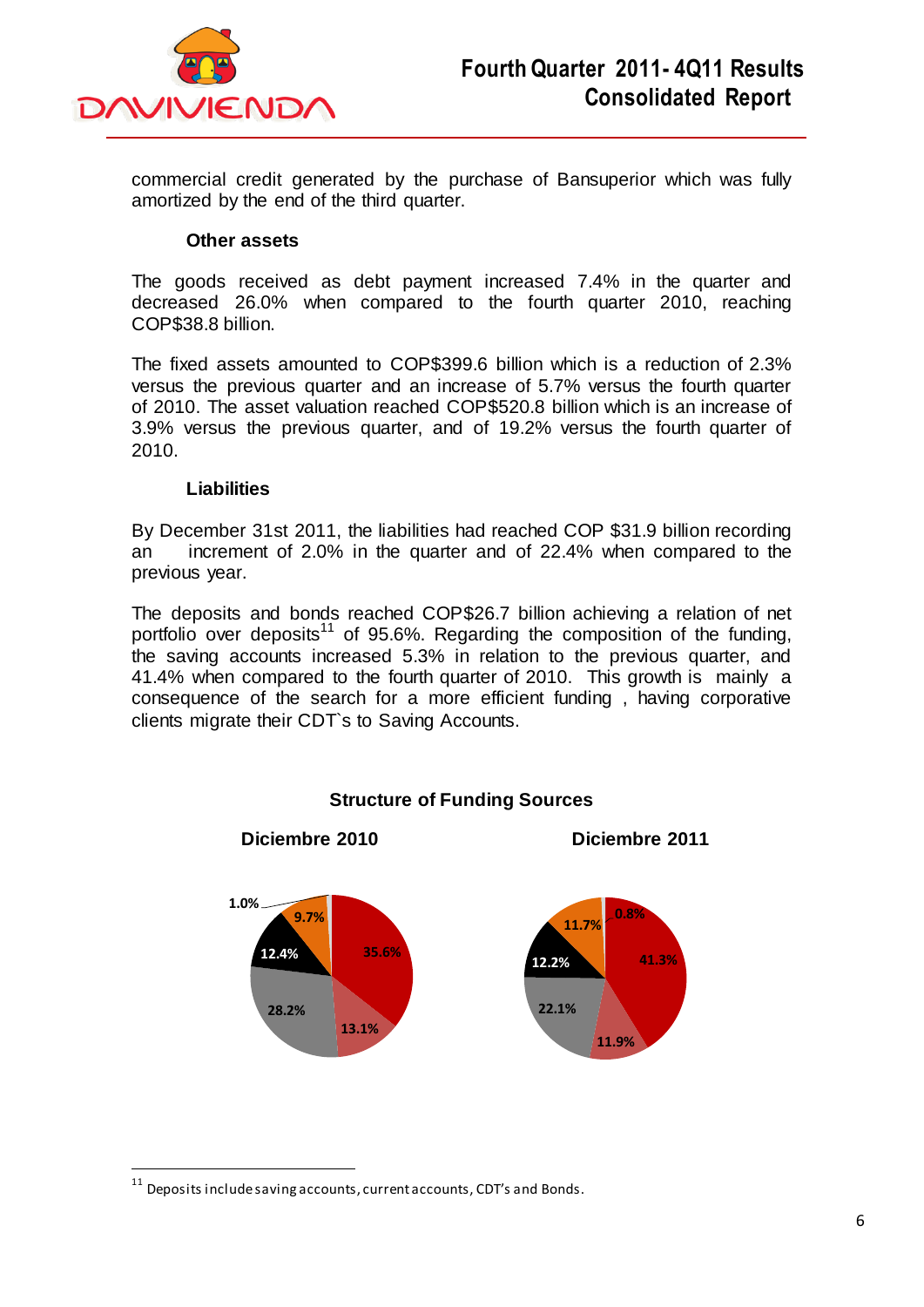commercial credit generated by the purchase of Bansuperior which was fully amortized by the end of the third quarter.

### Other assets

The goods received as debt payment increased 7.4% in the quarter and decreased 26.0% when compared to the fourth quarter 2010, reaching COP$38.8 billion.

The fixed assets amounted to COP$399.6 billion which is a reduction of 2.3% versus the previous quarter and an increase of 5.7% versus the fourth quarter of 2010. The asset valuation reached COP$520.8 billion which is an increase of 3.9% versus the previous quarter, and of 19.2% versus the fourth quarter of 2010.

### Liabilities

By December 31st 2011, the liabilities had reached COP $31.9 billion recording an increment of 2.0% in the quarter and of 22.4% when compared to the previous year.

The deposits and bonds reached COP$26.7 billion achieving a relation of net portfolio over deposits[11] of 95.6%. Regarding the composition of the funding, the saving accounts increased 5.3% in relation to the previous quarter, and 41.4% when compared to the fourth quarter of 2010. This growth is mainly a consequence of the search for a more efficient funding , having corporative clients migrate their CDT`s to Saving Accounts.

**Structure of Funding Sources**

**Diciembre 2010**

1.0%, 9.7%, 12.4%, 35.6%, 28.2%, 13.1%

**Diciembre 2011**

0.8%, 11.7%, 12.2%, 41.3%, 22.1%, 11.9%

---

[11] Deposits include saving accounts, current accounts, CDT's and Bonds.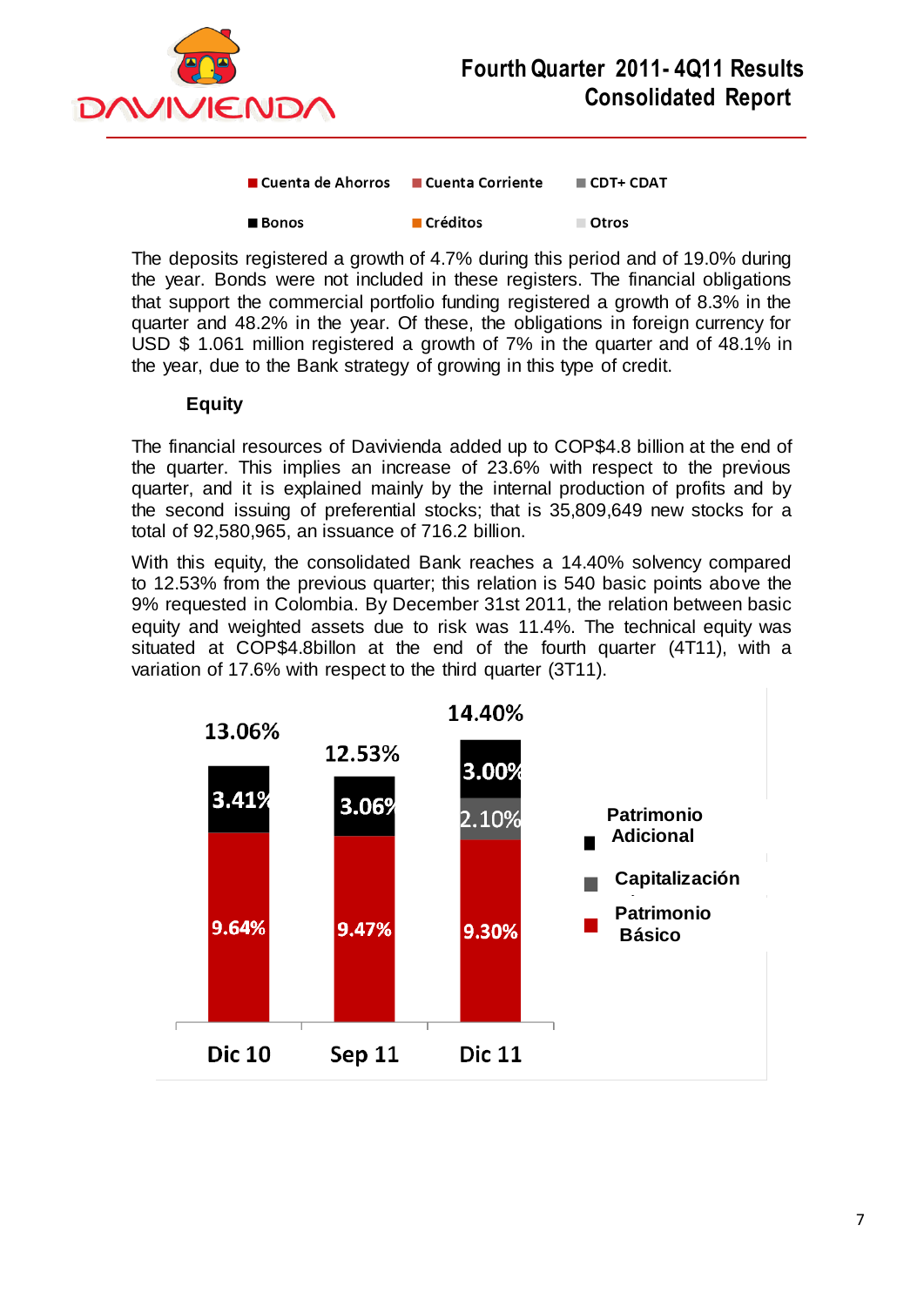■ Cuenta de Ahorros ■ Cuenta Corriente ■ CDT+ CDAT

■ Bonos ■ Créditos ■ Otros

The deposits registered a growth of 4.7% during this period and of 19.0% during the year. Bonds were not included in these registers. The financial obligations that support the commercial portfolio funding registered a growth of 8.3% in the quarter and 48.2% in the year. Of these, the obligations in foreign currency for USD $ 1.061 million registered a growth of 7% in the quarter and of 48.1% in the year, due to the Bank strategy of growing in this type of credit.

**Equity**

The financial resources of Davivienda added up to COP$4.8 billion at the end of the quarter. This implies an increase of 23.6% with respect to the previous quarter, and it is explained mainly by the internal production of profits and by the second issuing of preferential stocks; that is 35,809,649 new stocks for a total of 92,580,965, an issuance of 716.2 billion.

With this equity, the consolidated Bank reaches a 14.40% solvency compared to 12.53% from the previous quarter; this relation is 540 basic points above the 9% requested in Colombia. By December 31st 2011, the relation between basic equity and weighted assets due to risk was 11.4%. The technical equity was situated at COP$4.8billon at the end of the fourth quarter (4T11), with a variation of 17.6% with respect to the third quarter (3T11).

| | Dic 10 | Sep 11 | Dic 11 |
|---|---|---|---|
| Patrimonio Básico | 9.64% | 9.47% | 9.30% |
| Capitalización | | | 2.10% |
| Patrimonio Adicional | 3.41% | 3.06% | 3.00% |
| Total | 13.06% | 12.53% | 14.40% |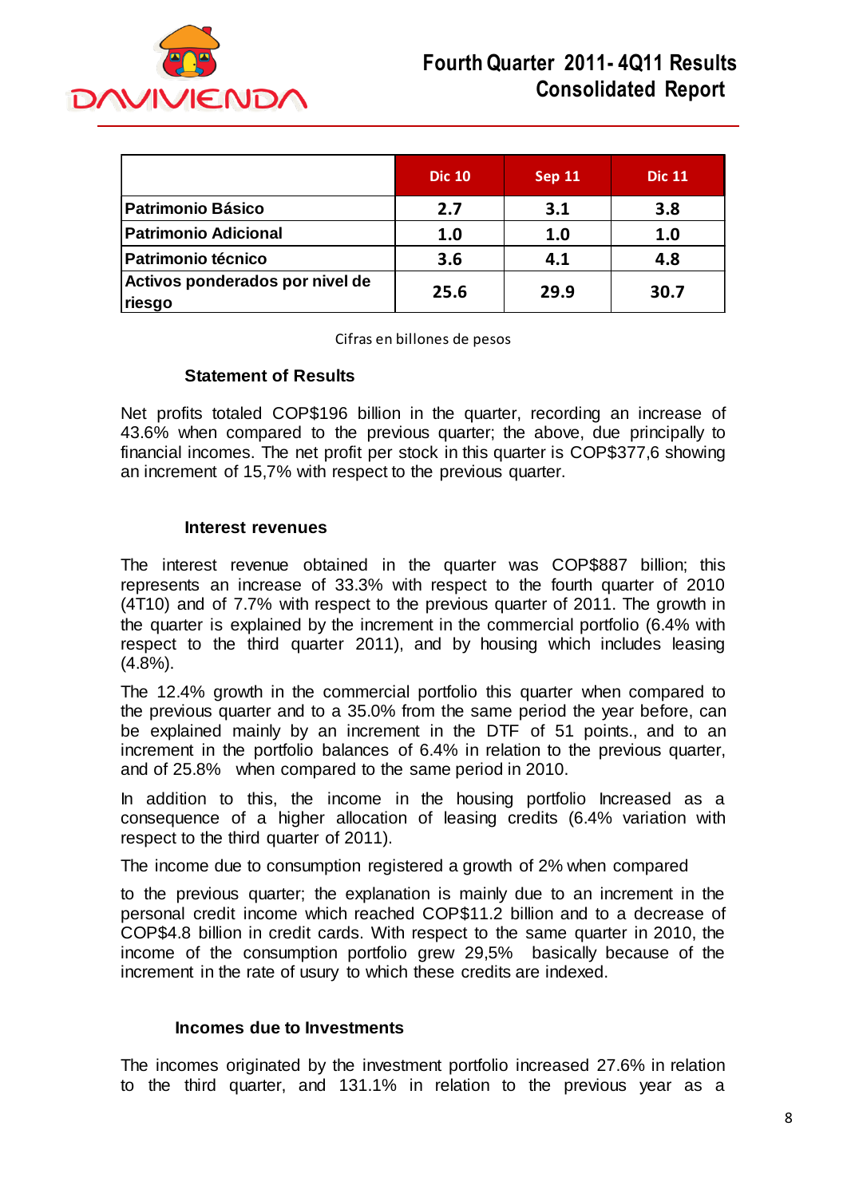| | Dic 10 | Sep 11 | Dic 11 |
|---|---|---|---|
| Patrimonio Básico | 2.7 | 3.1 | 3.8 |
| Patrimonio Adicional | 1.0 | 1.0 | 1.0 |
| Patrimonio técnico | 3.6 | 4.1 | 4.8 |
| Activos ponderados por nivel de riesgo | 25.6 | 29.9 | 30.7 |

Cifras en billones de pesos

### Statement of Results

Net profits totaled COP$196 billion in the quarter, recording an increase of 43.6% when compared to the previous quarter; the above, due principally to financial incomes. The net profit per stock in this quarter is COP$377,6 showing an increment of 15,7% with respect to the previous quarter.

### Interest revenues

The interest revenue obtained in the quarter was COP$887 billion; this represents an increase of 33.3% with respect to the fourth quarter of 2010 (4T10) and of 7.7% with respect to the previous quarter of 2011. The growth in the quarter is explained by the increment in the commercial portfolio (6.4% with respect to the third quarter 2011), and by housing which includes leasing (4.8%).

The 12.4% growth in the commercial portfolio this quarter when compared to the previous quarter and to a 35.0% from the same period the year before, can be explained mainly by an increment in the DTF of 51 points., and to an increment in the portfolio balances of 6.4% in relation to the previous quarter, and of 25.8% when compared to the same period in 2010.

In addition to this, the income in the housing portfolio Increased as a consequence of a higher allocation of leasing credits (6.4% variation with respect to the third quarter of 2011).

The income due to consumption registered a growth of 2% when compared

to the previous quarter; the explanation is mainly due to an increment in the personal credit income which reached COP$11.2 billion and to a decrease of COP$4.8 billion in credit cards. With respect to the same quarter in 2010, the income of the consumption portfolio grew 29,5% basically because of the increment in the rate of usury to which these credits are indexed.

### Incomes due to Investments

The incomes originated by the investment portfolio increased 27.6% in relation to the third quarter, and 131.1% in relation to the previous year as a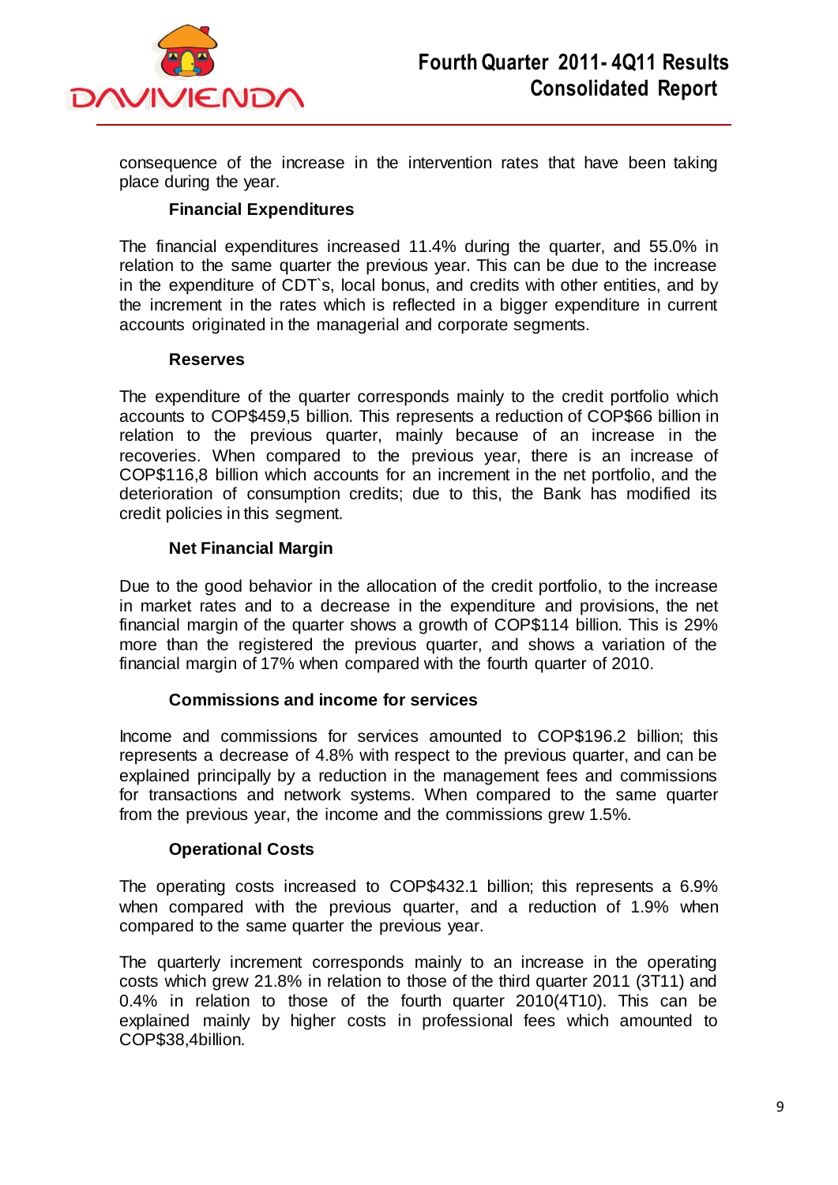consequence of the increase in the intervention rates that have been taking place during the year.

**Financial Expenditures**

The financial expenditures increased 11.4% during the quarter, and 55.0% in relation to the same quarter the previous year. This can be due to the increase in the expenditure of CDT`s, local bonus, and credits with other entities, and by the increment in the rates which is reflected in a bigger expenditure in current accounts originated in the managerial and corporate segments.

**Reserves**

The expenditure of the quarter corresponds mainly to the credit portfolio which accounts to COP$459,5 billion. This represents a reduction of COP$66 billion in relation to the previous quarter, mainly because of an increase in the recoveries. When compared to the previous year, there is an increase of COP$116,8 billion which accounts for an increment in the net portfolio, and the deterioration of consumption credits; due to this, the Bank has modified its credit policies in this segment.

**Net Financial Margin**

Due to the good behavior in the allocation of the credit portfolio, to the increase in market rates and to a decrease in the expenditure and provisions, the net financial margin of the quarter shows a growth of COP$114 billion. This is 29% more than the registered the previous quarter, and shows a variation of the financial margin of 17% when compared with the fourth quarter of 2010.

**Commissions and income for services**

Income and commissions for services amounted to COP$196.2 billion; this represents a decrease of 4.8% with respect to the previous quarter, and can be explained principally by a reduction in the management fees and commissions for transactions and network systems. When compared to the same quarter from the previous year, the income and the commissions grew 1.5%.

**Operational Costs**

The operating costs increased to COP$432.1 billion; this represents a 6.9% when compared with the previous quarter, and a reduction of 1.9% when compared to the same quarter the previous year.

The quarterly increment corresponds mainly to an increase in the operating costs which grew 21.8% in relation to those of the third quarter 2011 (3T11) and 0.4% in relation to those of the fourth quarter 2010(4T10). This can be explained mainly by higher costs in professional fees which amounted to COP$38,4billion.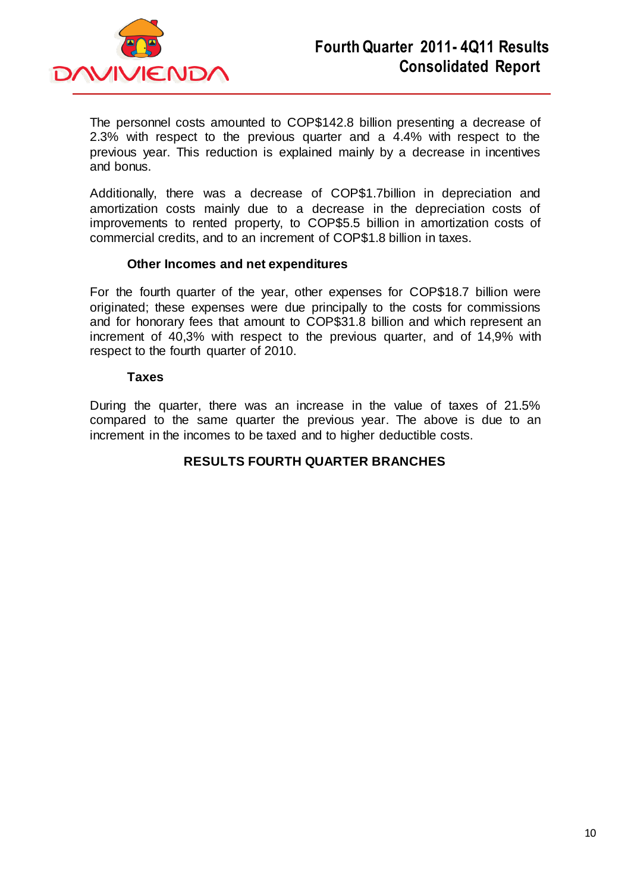The personnel costs amounted to COP$142.8 billion presenting a decrease of 2.3% with respect to the previous quarter and a 4.4% with respect to the previous year. This reduction is explained mainly by a decrease in incentives and bonus.

Additionally, there was a decrease of COP$1.7billion in depreciation and amortization costs mainly due to a decrease in the depreciation costs of improvements to rented property, to COP$5.5 billion in amortization costs of commercial credits, and to an increment of COP$1.8 billion in taxes.

### Other Incomes and net expenditures

For the fourth quarter of the year, other expenses for COP$18.7 billion were originated; these expenses were due principally to the costs for commissions and for honorary fees that amount to COP$31.8 billion and which represent an increment of 40,3% with respect to the previous quarter, and of 14,9% with respect to the fourth quarter of 2010.

### Taxes

During the quarter, there was an increase in the value of taxes of 21.5% compared to the same quarter the previous year. The above is due to an increment in the incomes to be taxed and to higher deductible costs.

## RESULTS FOURTH QUARTER BRANCHES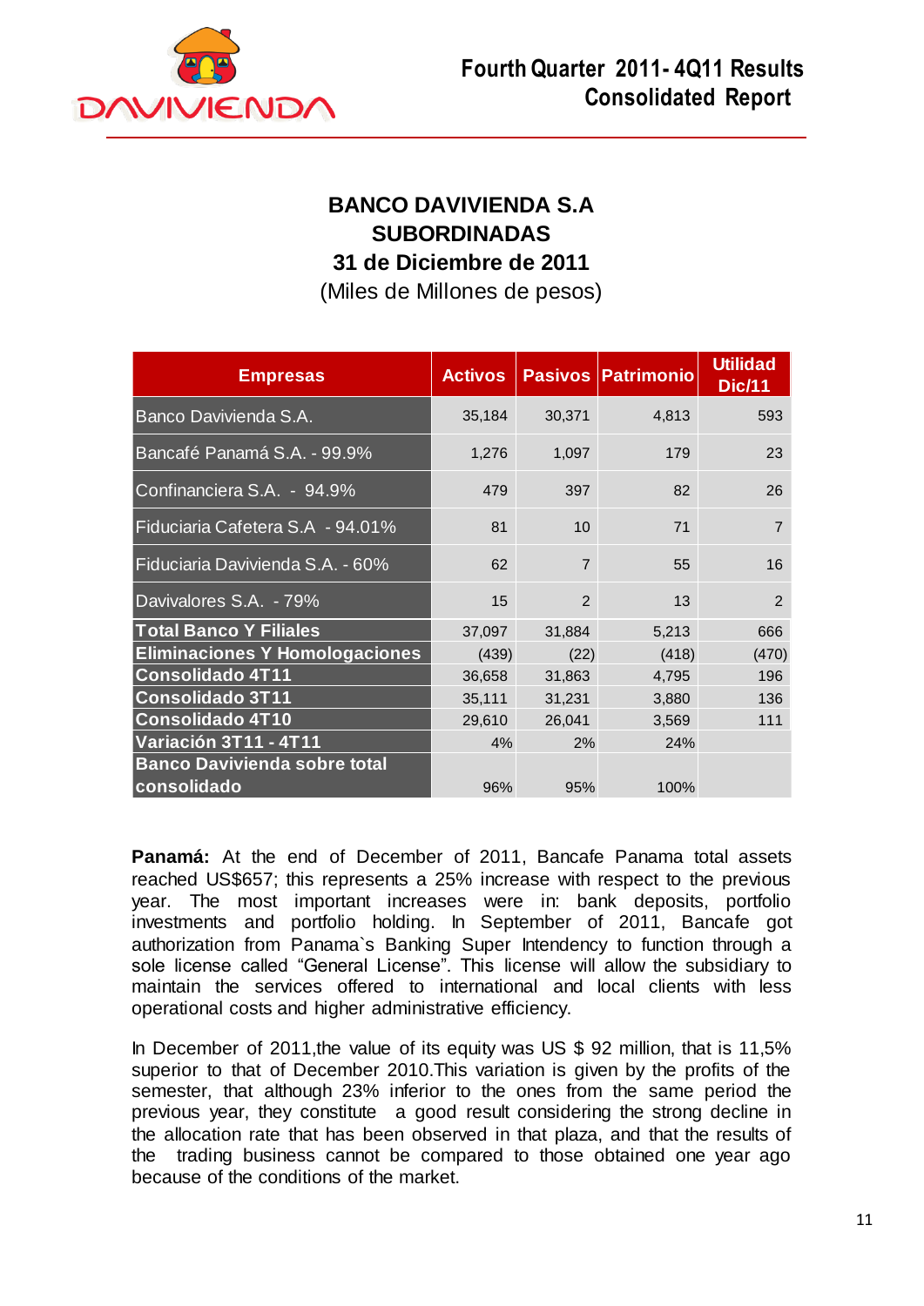**BANCO DAVIVIENDA S.A**
**SUBORDINADAS**
**31 de Diciembre de 2011**
(Miles de Millones de pesos)

| Empresas | Activos | Pasivos | Patrimonio | Utilidad Dic/11 |
|---|---|---|---|---|
| Banco Davivienda S.A. | 35,184 | 30,371 | 4,813 | 593 |
| Bancafé Panamá S.A. - 99.9% | 1,276 | 1,097 | 179 | 23 |
| Confinanciera S.A. - 94.9% | 479 | 397 | 82 | 26 |
| Fiduciaria Cafetera S.A - 94.01% | 81 | 10 | 71 | 7 |
| Fiduciaria Davivienda S.A. - 60% | 62 | 7 | 55 | 16 |
| Davivalores S.A. - 79% | 15 | 2 | 13 | 2 |
| **Total Banco Y Filiales** | 37,097 | 31,884 | 5,213 | 666 |
| **Eliminaciones Y Homologaciones** | (439) | (22) | (418) | (470) |
| **Consolidado 4T11** | 36,658 | 31,863 | 4,795 | 196 |
| **Consolidado 3T11** | 35,111 | 31,231 | 3,880 | 136 |
| **Consolidado 4T10** | 29,610 | 26,041 | 3,569 | 111 |
| **Variación 3T11 - 4T11** | 4% | 2% | 24% | |
| **Banco Davivienda sobre total consolidado** | 96% | 95% | 100% | |

**Panamá:** At the end of December of 2011, Bancafe Panama total assets reached US$657; this represents a 25% increase with respect to the previous year. The most important increases were in: bank deposits, portfolio investments and portfolio holding. In September of 2011, Bancafe got authorization from Panama`s Banking Super Intendency to function through a sole license called "General License". This license will allow the subsidiary to maintain the services offered to international and local clients with less operational costs and higher administrative efficiency.

In December of 2011,the value of its equity was US $ 92 million, that is 11,5% superior to that of December 2010.This variation is given by the profits of the semester, that although 23% inferior to the ones from the same period the previous year, they constitute a good result considering the strong decline in the allocation rate that has been observed in that plaza, and that the results of the trading business cannot be compared to those obtained one year ago because of the conditions of the market.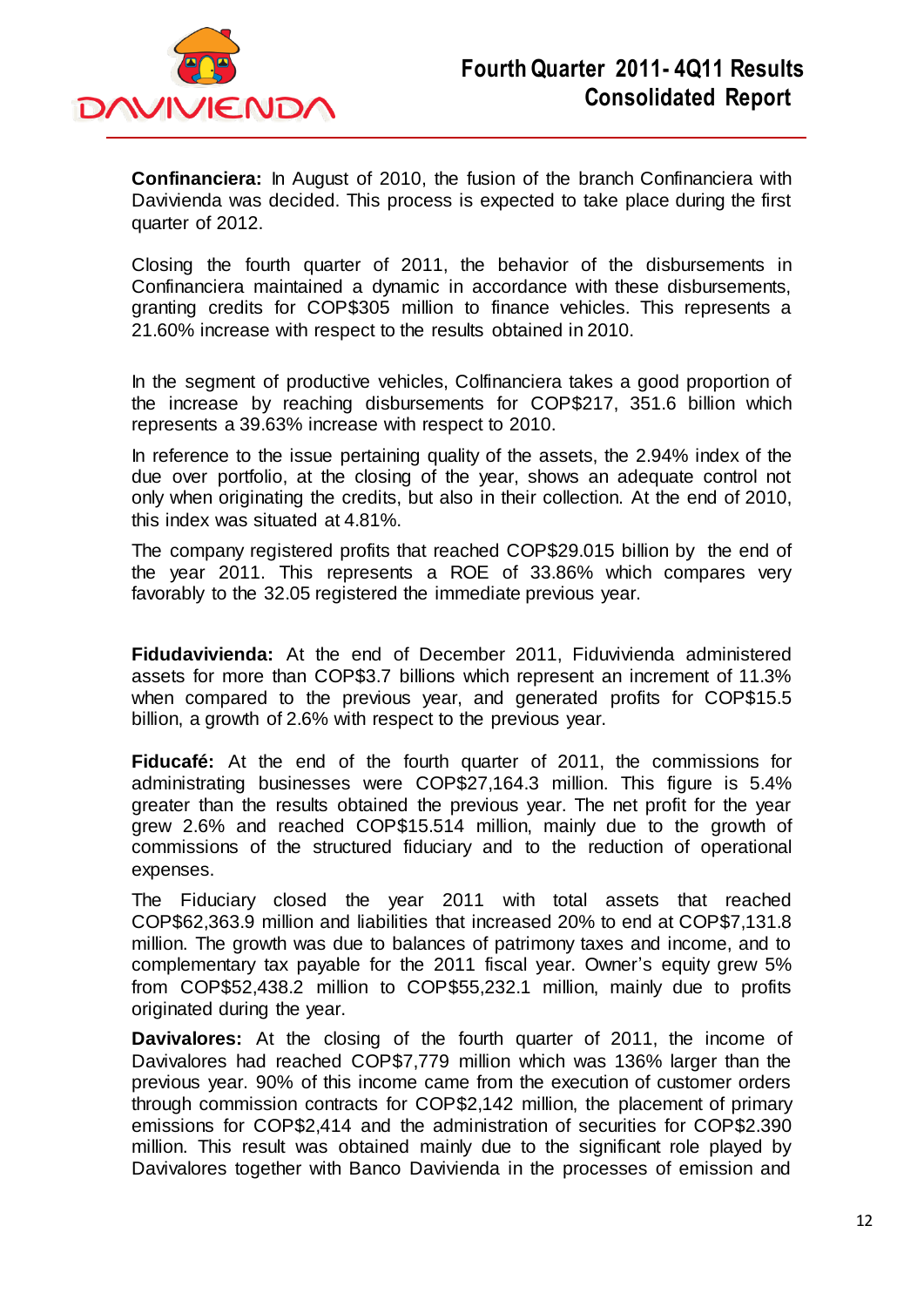**Confinanciera:** In August of 2010, the fusion of the branch Confinanciera with Davivienda was decided. This process is expected to take place during the first quarter of 2012.

Closing the fourth quarter of 2011, the behavior of the disbursements in Confinanciera maintained a dynamic in accordance with these disbursements, granting credits for COP$305 million to finance vehicles. This represents a 21.60% increase with respect to the results obtained in 2010.

In the segment of productive vehicles, Colfinanciera takes a good proportion of the increase by reaching disbursements for COP$217, 351.6 billion which represents a 39.63% increase with respect to 2010.

In reference to the issue pertaining quality of the assets, the 2.94% index of the due over portfolio, at the closing of the year, shows an adequate control not only when originating the credits, but also in their collection. At the end of 2010, this index was situated at 4.81%.

The company registered profits that reached COP$29.015 billion by the end of the year 2011. This represents a ROE of 33.86% which compares very favorably to the 32.05 registered the immediate previous year.

**Fidudavivienda:** At the end of December 2011, Fiduvivienda administered assets for more than COP$3.7 billions which represent an increment of 11.3% when compared to the previous year, and generated profits for COP$15.5 billion, a growth of 2.6% with respect to the previous year.

**Fiducafé:** At the end of the fourth quarter of 2011, the commissions for administrating businesses were COP$27,164.3 million. This figure is 5.4% greater than the results obtained the previous year. The net profit for the year grew 2.6% and reached COP$15.514 million, mainly due to the growth of commissions of the structured fiduciary and to the reduction of operational expenses.

The Fiduciary closed the year 2011 with total assets that reached COP$62,363.9 million and liabilities that increased 20% to end at COP$7,131.8 million. The growth was due to balances of patrimony taxes and income, and to complementary tax payable for the 2011 fiscal year. Owner's equity grew 5% from COP$52,438.2 million to COP$55,232.1 million, mainly due to profits originated during the year.

**Davivalores:** At the closing of the fourth quarter of 2011, the income of Davivalores had reached COP$7,779 million which was 136% larger than the previous year. 90% of this income came from the execution of customer orders through commission contracts for COP$2,142 million, the placement of primary emissions for COP$2,414 and the administration of securities for COP$2.390 million. This result was obtained mainly due to the significant role played by Davivalores together with Banco Davivienda in the processes of emission and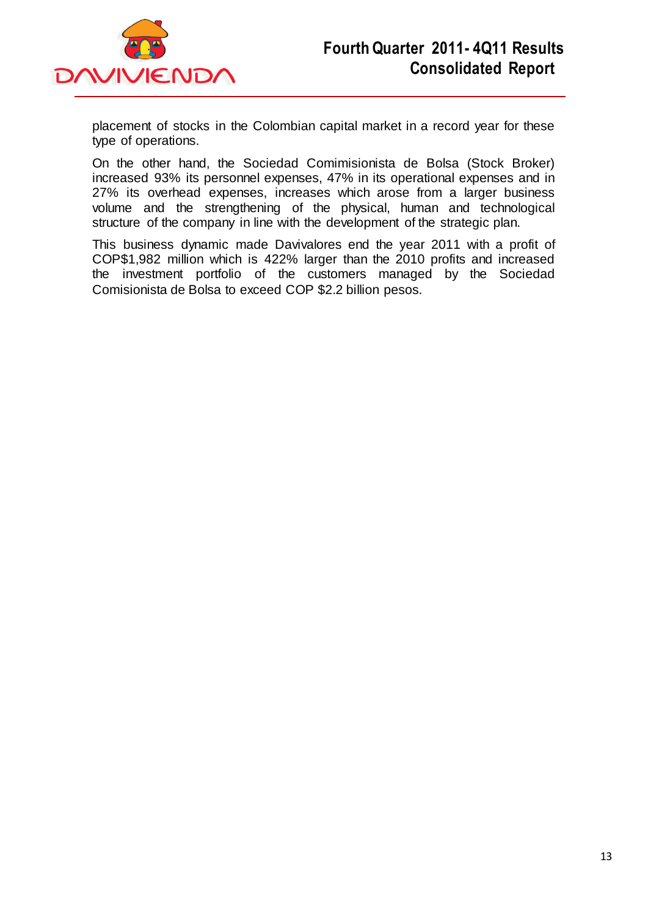placement of stocks in the Colombian capital market in a record year for these type of operations.

On the other hand, the Sociedad Comimisionista de Bolsa (Stock Broker) increased 93% its personnel expenses, 47% in its operational expenses and in 27% its overhead expenses, increases which arose from a larger business volume and the strengthening of the physical, human and technological structure of the company in line with the development of the strategic plan.

This business dynamic made Davivalores end the year 2011 with a profit of COP$1,982 million which is 422% larger than the 2010 profits and increased the investment portfolio of the customers managed by the Sociedad Comisionista de Bolsa to exceed COP $2.2 billion pesos.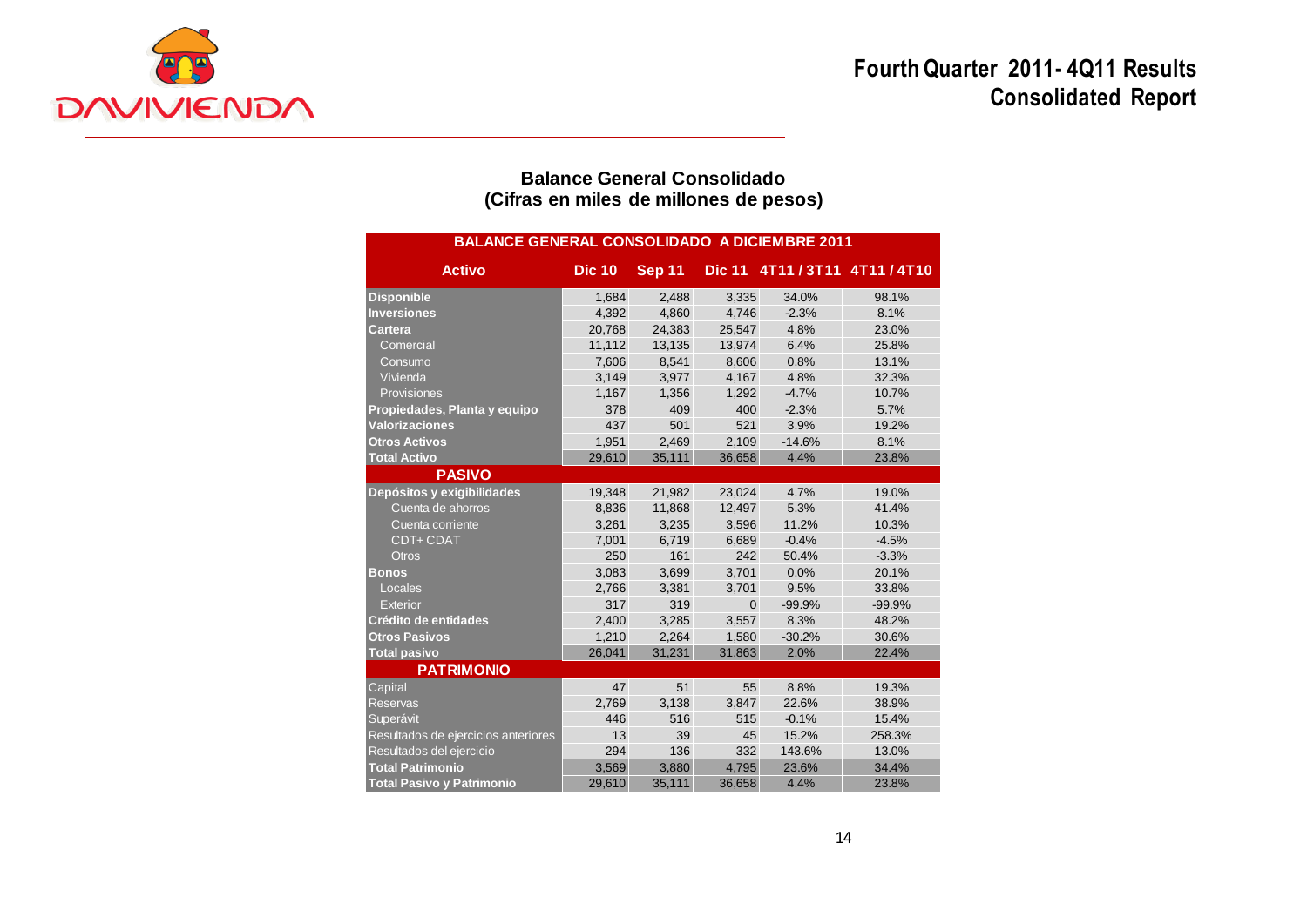# Fourth Quarter 2011 - 4Q11 Results
## Consolidated Report

### Balance General Consolidado
### (Cifras en miles de millones de pesos)

| BALANCE GENERAL CONSOLIDADO A DICIEMBRE 2011 | | | | | |
|---|---|---|---|---|---|
| **Activo** | **Dic 10** | **Sep 11** | **Dic 11** | **4T11 / 3T11** | **4T11 / 4T10** |
| **Disponible** | 1,684 | 2,488 | 3,335 | 34.0% | 98.1% |
| **Inversiones** | 4,392 | 4,860 | 4,746 | -2.3% | 8.1% |
| **Cartera** | 20,768 | 24,383 | 25,547 | 4.8% | 23.0% |
| Comercial | 11,112 | 13,135 | 13,974 | 6.4% | 25.8% |
| Consumo | 7,606 | 8,541 | 8,606 | 0.8% | 13.1% |
| Vivienda | 3,149 | 3,977 | 4,167 | 4.8% | 32.3% |
| Provisiones | 1,167 | 1,356 | 1,292 | -4.7% | 10.7% |
| **Propiedades, Planta y equipo** | 378 | 409 | 400 | -2.3% | 5.7% |
| **Valorizaciones** | 437 | 501 | 521 | 3.9% | 19.2% |
| **Otros Activos** | 1,951 | 2,469 | 2,109 | -14.6% | 8.1% |
| **Total Activo** | 29,610 | 35,111 | 36,658 | 4.4% | 23.8% |
| **PASIVO** | | | | | |
| **Depósitos y exigibilidades** | 19,348 | 21,982 | 23,024 | 4.7% | 19.0% |
| Cuenta de ahorros | 8,836 | 11,868 | 12,497 | 5.3% | 41.4% |
| Cuenta corriente | 3,261 | 3,235 | 3,596 | 11.2% | 10.3% |
| CDT+ CDAT | 7,001 | 6,719 | 6,689 | -0.4% | -4.5% |
| Otros | 250 | 161 | 242 | 50.4% | -3.3% |
| **Bonos** | 3,083 | 3,699 | 3,701 | 0.0% | 20.1% |
| Locales | 2,766 | 3,381 | 3,701 | 9.5% | 33.8% |
| Exterior | 317 | 319 | 0 | -99.9% | -99.9% |
| **Crédito de entidades** | 2,400 | 3,285 | 3,557 | 8.3% | 48.2% |
| **Otros Pasivos** | 1,210 | 2,264 | 1,580 | -30.2% | 30.6% |
| **Total pasivo** | 26,041 | 31,231 | 31,863 | 2.0% | 22.4% |
| **PATRIMONIO** | | | | | |
| Capital | 47 | 51 | 55 | 8.8% | 19.3% |
| Reservas | 2,769 | 3,138 | 3,847 | 22.6% | 38.9% |
| Superávit | 446 | 516 | 515 | -0.1% | 15.4% |
| Resultados de ejercicios anteriores | 13 | 39 | 45 | 15.2% | 258.3% |
| Resultados del ejercicio | 294 | 136 | 332 | 143.6% | 13.0% |
| **Total Patrimonio** | 3,569 | 3,880 | 4,795 | 23.6% | 34.4% |
| **Total Pasivo y Patrimonio** | 29,610 | 35,111 | 36,658 | 4.4% | 23.8% |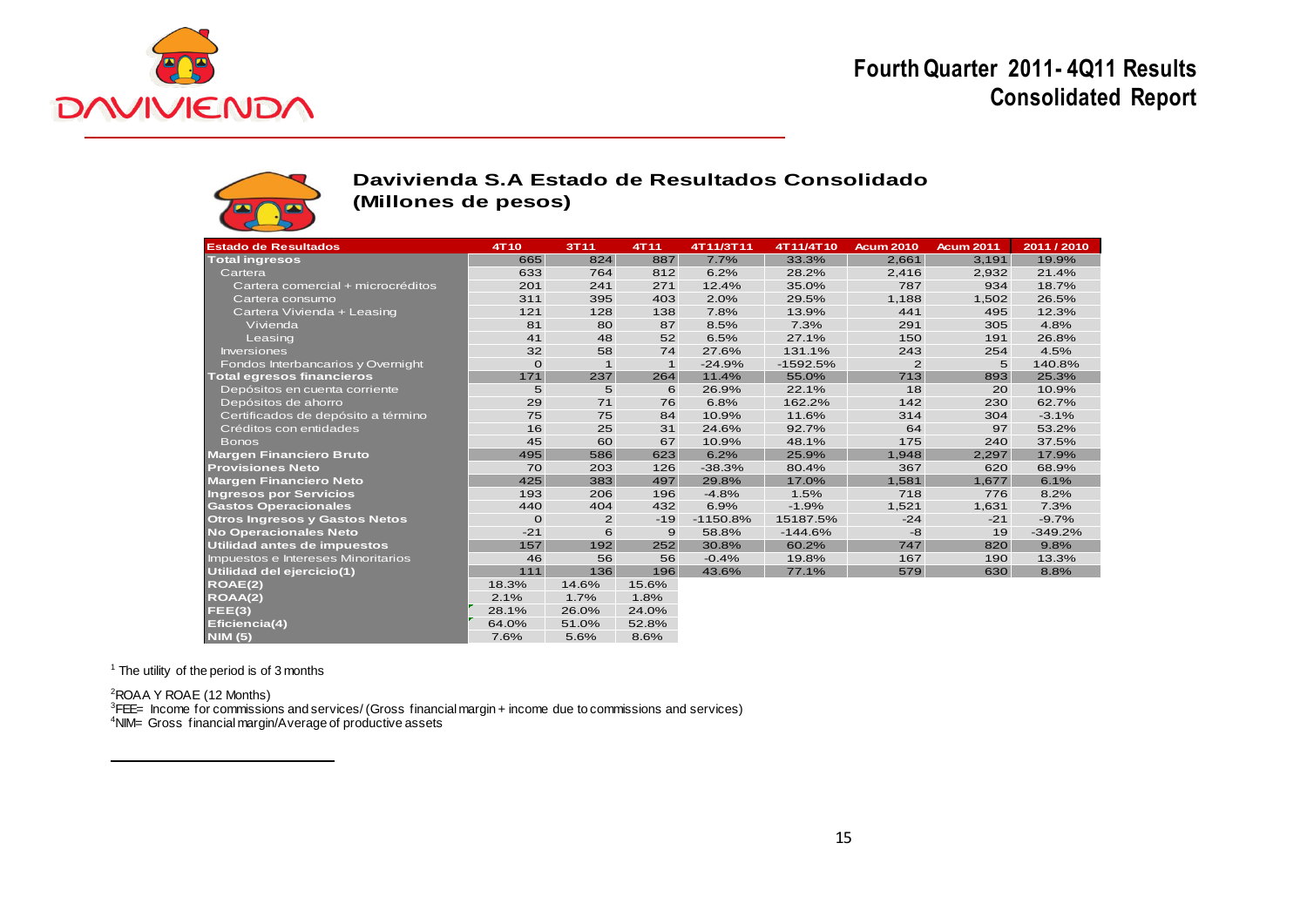# Fourth Quarter 2011- 4Q11 Results
## Consolidated Report

### Davivienda S.A Estado de Resultados Consolidado (Millones de pesos)

| Estado de Resultados | 4T10 | 3T11 | 4T11 | 4T11/3T11 | 4T11/4T10 | Acum 2010 | Acum 2011 | 2011 / 2010 |
|---|---|---|---|---|---|---|---|---|
| **Total ingresos** | 665 | 824 | 887 | 7.7% | 33.3% | 2,661 | 3,191 | 19.9% |
| Cartera | 633 | 764 | 812 | 6.2% | 28.2% | 2,416 | 2,932 | 21.4% |
| Cartera comercial + microcréditos | 201 | 241 | 271 | 12.4% | 35.0% | 787 | 934 | 18.7% |
| Cartera consumo | 311 | 395 | 403 | 2.0% | 29.5% | 1,188 | 1,502 | 26.5% |
| Cartera Vivienda + Leasing | 121 | 128 | 138 | 7.8% | 13.9% | 441 | 495 | 12.3% |
| Vivienda | 81 | 80 | 87 | 8.5% | 7.3% | 291 | 305 | 4.8% |
| Leasing | 41 | 48 | 52 | 6.5% | 27.1% | 150 | 191 | 26.8% |
| Inversiones | 32 | 58 | 74 | 27.6% | 131.1% | 243 | 254 | 4.5% |
| Fondos Interbancarios y Overnight | 0 | 1 | 1 | -24.9% | -1592.5% | 2 | 5 | 140.8% |
| **Total egresos financieros** | 171 | 237 | 264 | 11.4% | 55.0% | 713 | 893 | 25.3% |
| Depósitos en cuenta corriente | 5 | 5 | 6 | 26.9% | 22.1% | 18 | 20 | 10.9% |
| Depósitos de ahorro | 29 | 71 | 76 | 6.8% | 162.2% | 142 | 230 | 62.7% |
| Certificados de depósito a término | 75 | 75 | 84 | 10.9% | 11.6% | 314 | 304 | -3.1% |
| Créditos con entidades | 16 | 25 | 31 | 24.6% | 92.7% | 64 | 97 | 53.2% |
| Bonos | 45 | 60 | 67 | 10.9% | 48.1% | 175 | 240 | 37.5% |
| **Margen Financiero Bruto** | 495 | 586 | 623 | 6.2% | 25.9% | 1,948 | 2,297 | 17.9% |
| **Provisiones Neto** | 70 | 203 | 126 | -38.3% | 80.4% | 367 | 620 | 68.9% |
| **Margen Financiero Neto** | 425 | 383 | 497 | 29.8% | 17.0% | 1,581 | 1,677 | 6.1% |
| **Ingresos por Servicios** | 193 | 206 | 196 | -4.8% | 1.5% | 718 | 776 | 8.2% |
| **Gastos Operacionales** | 440 | 404 | 432 | 6.9% | -1.9% | 1,521 | 1,631 | 7.3% |
| **Otros Ingresos y Gastos Netos** | 0 | 2 | -19 | -1150.8% | 15187.5% | -24 | -21 | -9.7% |
| **No Operacionales Neto** | -21 | 6 | 9 | 58.8% | -144.6% | -8 | 19 | -349.2% |
| **Utilidad antes de impuestos** | 157 | 192 | 252 | 30.8% | 60.2% | 747 | 820 | 9.8% |
| Impuestos e Intereses Minoritarios | 46 | 56 | 56 | -0.4% | 19.8% | 167 | 190 | 13.3% |
| **Utilidad del ejercicio(1)** | 111 | 136 | 196 | 43.6% | 77.1% | 579 | 630 | 8.8% |
| **ROAE(2)** | 18.3% | 14.6% | 15.6% | | | | | |
| **ROAA(2)** | 2.1% | 1.7% | 1.8% | | | | | |
| **FEE(3)** | 28.1% | 26.0% | 24.0% | | | | | |
| **Eficiencia(4)** | 64.0% | 51.0% | 52.8% | | | | | |
| **NIM (5)** | 7.6% | 5.6% | 8.6% | | | | | |

[1] The utility of the period is of 3 months

[2] ROAA Y ROAE (12 Months)

[3] FEE= Income for commissions and services/ (Gross financial margin + income due to commissions and services)

[4] NIM= Gross financial margin/Average of productive assets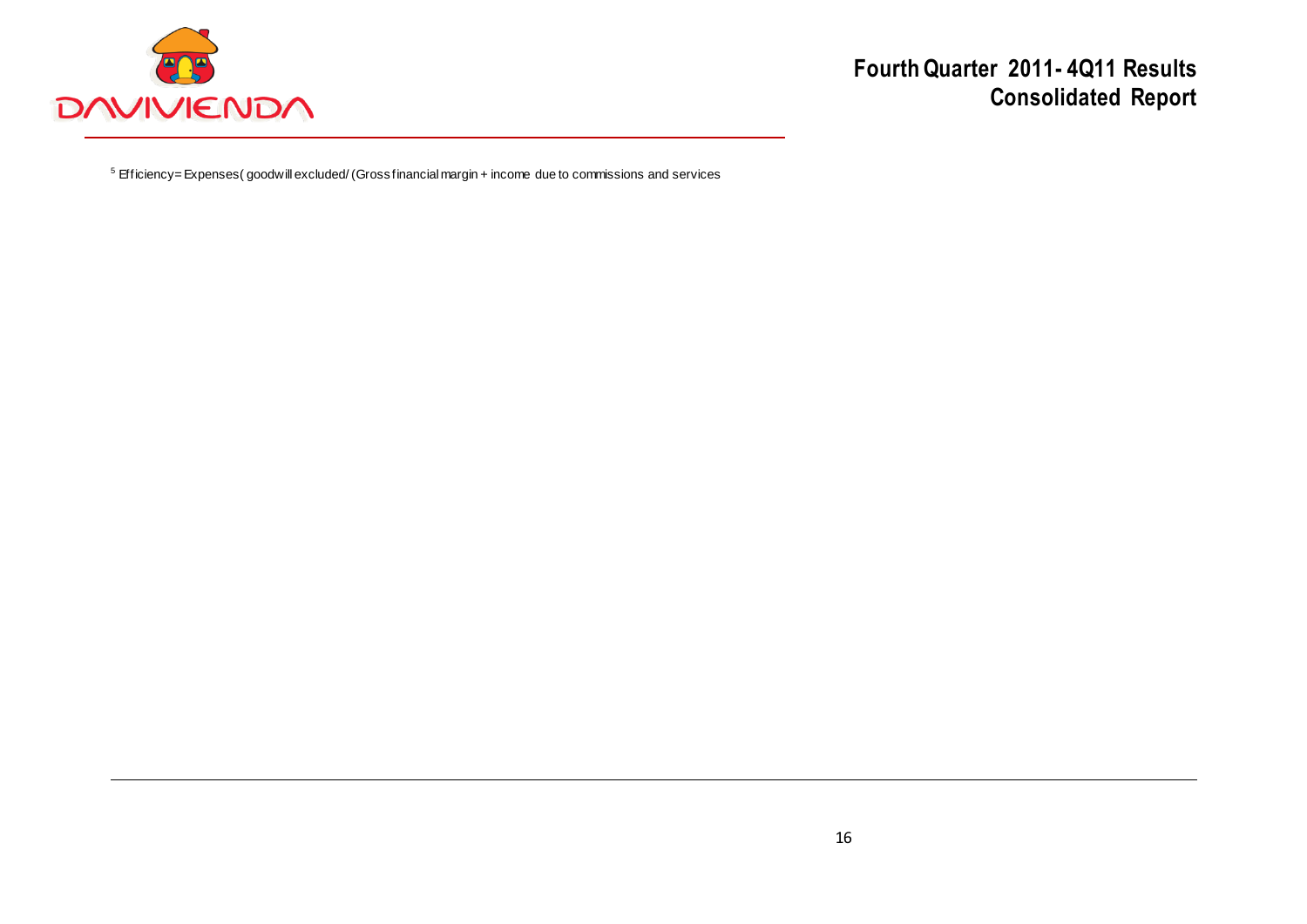[5] Efficiency= Expenses( goodwill excluded/ (Gross financial margin + income due to commissions and services